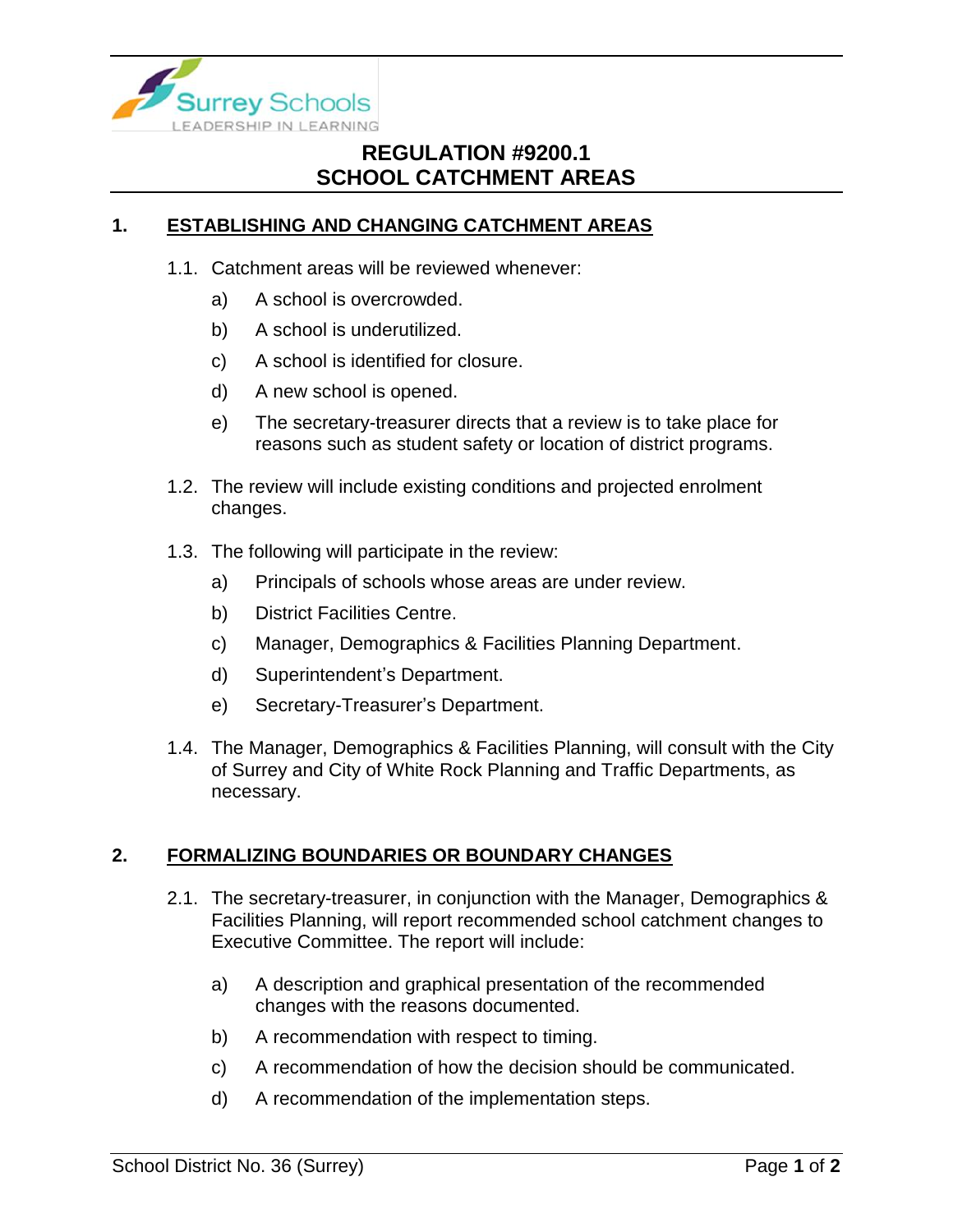# REGULATION #9200.1
# SCHOOL CATCHMENT AREAS

## 1. ESTABLISHING AND CHANGING CATCHMENT AREAS

1.1. Catchment areas will be reviewed whenever:

- a) A school is overcrowded.
- b) A school is underutilized.
- c) A school is identified for closure.
- d) A new school is opened.
- e) The secretary-treasurer directs that a review is to take place for reasons such as student safety or location of district programs.

1.2. The review will include existing conditions and projected enrolment changes.

1.3. The following will participate in the review:

- a) Principals of schools whose areas are under review.
- b) District Facilities Centre.
- c) Manager, Demographics & Facilities Planning Department.
- d) Superintendent's Department.
- e) Secretary-Treasurer's Department.

1.4. The Manager, Demographics & Facilities Planning, will consult with the City of Surrey and City of White Rock Planning and Traffic Departments, as necessary.

## 2. FORMALIZING BOUNDARIES OR BOUNDARY CHANGES

2.1. The secretary-treasurer, in conjunction with the Manager, Demographics & Facilities Planning, will report recommended school catchment changes to Executive Committee. The report will include:

- a) A description and graphical presentation of the recommended changes with the reasons documented.
- b) A recommendation with respect to timing.
- c) A recommendation of how the decision should be communicated.
- d) A recommendation of the implementation steps.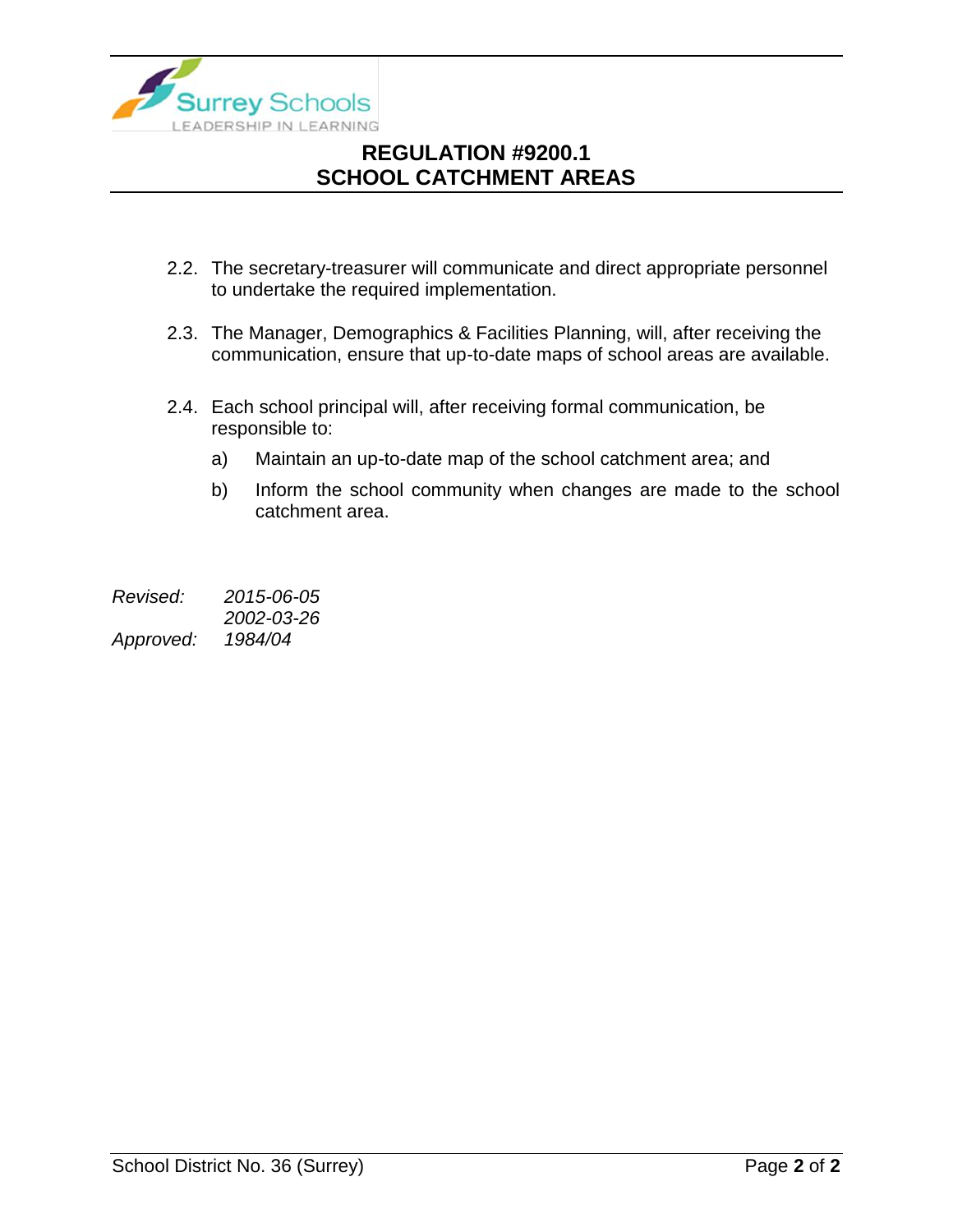2.2. The secretary-treasurer will communicate and direct appropriate personnel to undertake the required implementation.

2.3. The Manager, Demographics & Facilities Planning, will, after receiving the communication, ensure that up-to-date maps of school areas are available.

2.4. Each school principal will, after receiving formal communication, be responsible to:

a) Maintain an up-to-date map of the school catchment area; and

b) Inform the school community when changes are made to the school catchment area.

*Revised:* *2015-06-05*
*2002-03-26*
*Approved:* *1984/04*